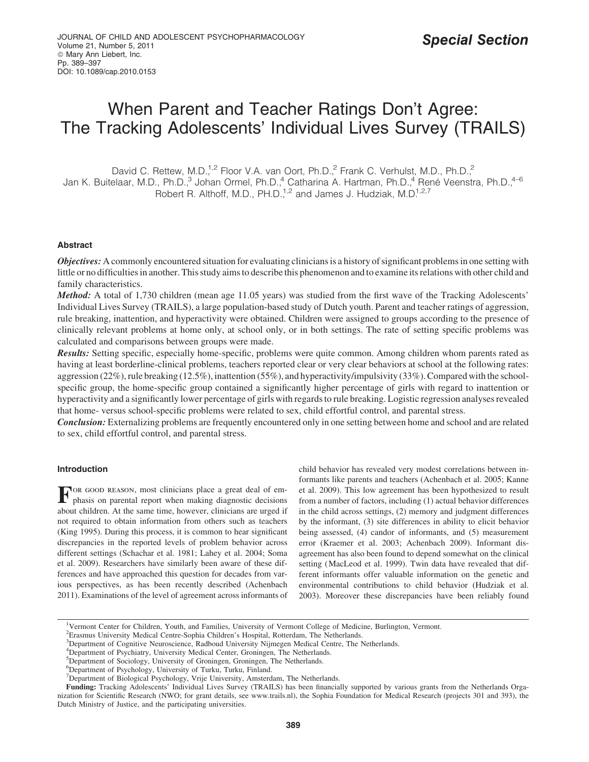# When Parent and Teacher Ratings Don't Agree: The Tracking Adolescents' Individual Lives Survey (TRAILS)

David C. Rettew, M.D.,[1,2] Floor V.A. van Oort, Ph.D.,[2] Frank C. Verhulst, M.D., Ph.D.,[2] Jan K. Buitelaar, M.D., Ph.D.,[3] Johan Ormel, Ph.D.,[4] Catharina A. Hartman, Ph.D.,[4] René Veenstra, Ph.D.,[4–6] Robert R. Althoff, M.D., PH.D.,[1,2] and James J. Hudziak, M.D.[1,2,7]

## Abstract

***Objectives:*** A commonly encountered situation for evaluating clinicians is a history of significant problems in one setting with little or no difficulties in another. This study aims to describe this phenomenon and to examine its relations with other child and family characteristics.

***Method:*** A total of 1,730 children (mean age 11.05 years) was studied from the first wave of the Tracking Adolescents' Individual Lives Survey (TRAILS), a large population-based study of Dutch youth. Parent and teacher ratings of aggression, rule breaking, inattention, and hyperactivity were obtained. Children were assigned to groups according to the presence of clinically relevant problems at home only, at school only, or in both settings. The rate of setting specific problems was calculated and comparisons between groups were made.

***Results:*** Setting specific, especially home-specific, problems were quite common. Among children whom parents rated as having at least borderline-clinical problems, teachers reported clear or very clear behaviors at school at the following rates: aggression (22%), rule breaking (12.5%), inattention (55%), and hyperactivity/impulsivity (33%). Compared with the school-specific group, the home-specific group contained a significantly higher percentage of girls with regard to inattention or hyperactivity and a significantly lower percentage of girls with regards to rule breaking. Logistic regression analyses revealed that home- versus school-specific problems were related to sex, child effortful control, and parental stress.

***Conclusion:*** Externalizing problems are frequently encountered only in one setting between home and school and are related to sex, child effortful control, and parental stress.

## Introduction

For good reason, most clinicians place a great deal of emphasis on parental report when making diagnostic decisions about children. At the same time, however, clinicians are urged if not required to obtain information from others such as teachers (King 1995). During this process, it is common to hear significant discrepancies in the reported levels of problem behavior across different settings (Schachar et al. 1981; Lahey et al. 2004; Soma et al. 2009). Researchers have similarly been aware of these differences and have approached this question for decades from various perspectives, as has been recently described (Achenbach 2011). Examinations of the level of agreement across informants of child behavior has revealed very modest correlations between informants like parents and teachers (Achenbach et al. 2005; Kanne et al. 2009). This low agreement has been hypothesized to result from a number of factors, including (1) actual behavior differences in the child across settings, (2) memory and judgment differences by the informant, (3) site differences in ability to elicit behavior being assessed, (4) candor of informants, and (5) measurement error (Kraemer et al. 2003; Achenbach 2009). Informant disagreement has also been found to depend somewhat on the clinical setting (MacLeod et al. 1999). Twin data have revealed that different informants offer valuable information on the genetic and environmental contributions to child behavior (Hudziak et al. 2003). Moreover these discrepancies have been reliably found

---

[1]Vermont Center for Children, Youth, and Families, University of Vermont College of Medicine, Burlington, Vermont.
[2]Erasmus University Medical Centre-Sophia Children's Hospital, Rotterdam, The Netherlands.
[3]Department of Cognitive Neuroscience, Radboud University Nijmegen Medical Centre, The Netherlands.
[4]Department of Psychiatry, University Medical Center, Groningen, The Netherlands.
[5]Department of Sociology, University of Groningen, Groningen, The Netherlands.
[6]Department of Psychology, University of Turku, Turku, Finland.
[7]Department of Biological Psychology, Vrije University, Amsterdam, The Netherlands.

**Funding:** Tracking Adolescents' Individual Lives Survey (TRAILS) has been financially supported by various grants from the Netherlands Organization for Scientific Research (NWO; for grant details, see www.trails.nl), the Sophia Foundation for Medical Research (projects 301 and 393), the Dutch Ministry of Justice, and the participating universities.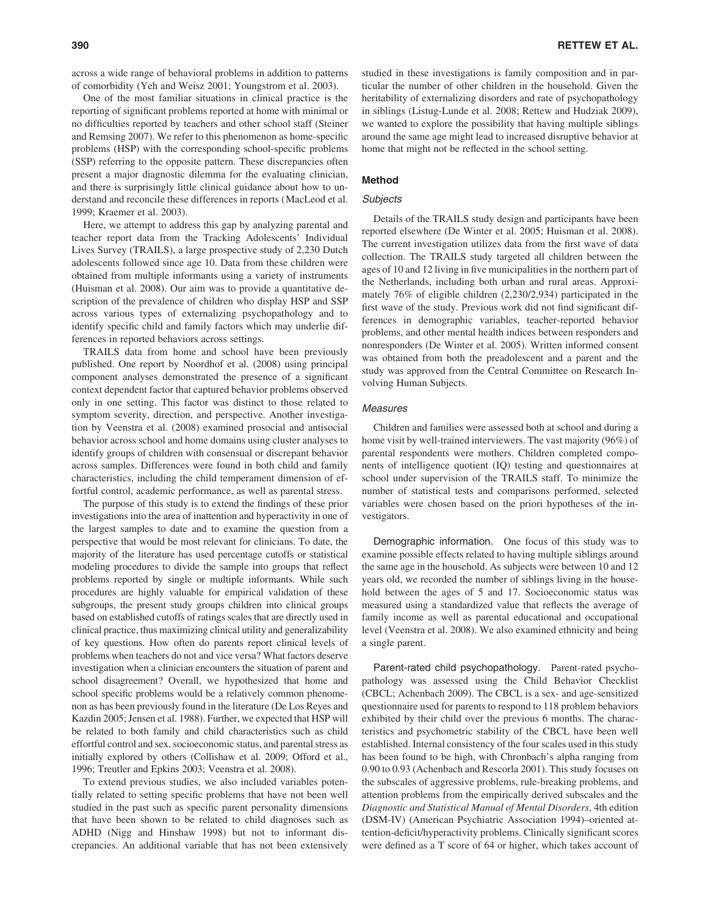across a wide range of behavioral problems in addition to patterns of comorbidity (Yeh and Weisz 2001; Youngstrom et al. 2003).

One of the most familiar situations in clinical practice is the reporting of significant problems reported at home with minimal or no difficulties reported by teachers and other school staff (Steiner and Remsing 2007). We refer to this phenomenon as home-specific problems (HSP) with the corresponding school-specific problems (SSP) referring to the opposite pattern. These discrepancies often present a major diagnostic dilemma for the evaluating clinician, and there is surprisingly little clinical guidance about how to understand and reconcile these differences in reports (MacLeod et al. 1999; Kraemer et al. 2003).

Here, we attempt to address this gap by analyzing parental and teacher report data from the Tracking Adolescents' Individual Lives Survey (TRAILS), a large prospective study of 2,230 Dutch adolescents followed since age 10. Data from these children were obtained from multiple informants using a variety of instruments (Huisman et al. 2008). Our aim was to provide a quantitative description of the prevalence of children who display HSP and SSP across various types of externalizing psychopathology and to identify specific child and family factors which may underlie differences in reported behaviors across settings.

TRAILS data from home and school have been previously published. One report by Noordhof et al. (2008) using principal component analyses demonstrated the presence of a significant context dependent factor that captured behavior problems observed only in one setting. This factor was distinct to those related to symptom severity, direction, and perspective. Another investigation by Veenstra et al. (2008) examined prosocial and antisocial behavior across school and home domains using cluster analyses to identify groups of children with consensual or discrepant behavior across samples. Differences were found in both child and family characteristics, including the child temperament dimension of effortful control, academic performance, as well as parental stress.

The purpose of this study is to extend the findings of these prior investigations into the area of inattention and hyperactivity in one of the largest samples to date and to examine the question from a perspective that would be most relevant for clinicians. To date, the majority of the literature has used percentage cutoffs or statistical modeling procedures to divide the sample into groups that reflect problems reported by single or multiple informants. While such procedures are highly valuable for empirical validation of these subgroups, the present study groups children into clinical groups based on established cutoffs of ratings scales that are directly used in clinical practice, thus maximizing clinical utility and generalizability of key questions. How often do parents report clinical levels of problems when teachers do not and vice versa? What factors deserve investigation when a clinician encounters the situation of parent and school disagreement? Overall, we hypothesized that home and school specific problems would be a relatively common phenomenon as has been previously found in the literature (De Los Reyes and Kazdin 2005; Jensen et al. 1988). Further, we expected that HSP will be related to both family and child characteristics such as child effortful control and sex, socioeconomic status, and parental stress as initially explored by others (Collishaw et al. 2009; Offord et al., 1996; Treutler and Epkins 2003; Veenstra et al. 2008).

To extend previous studies, we also included variables potentially related to setting specific problems that have not been well studied in the past such as specific parent personality dimensions that have been shown to be related to child diagnoses such as ADHD (Nigg and Hinshaw 1998) but not to informant discrepancies. An additional variable that has not been extensively studied in these investigations is family composition and in particular the number of other children in the household. Given the heritability of externalizing disorders and rate of psychopathology in siblings (Listug-Lunde et al. 2008; Rettew and Hudziak 2009), we wanted to explore the possibility that having multiple siblings around the same age might lead to increased disruptive behavior at home that might not be reflected in the school setting.

## Method

### *Subjects*

Details of the TRAILS study design and participants have been reported elsewhere (De Winter et al. 2005; Huisman et al. 2008). The current investigation utilizes data from the first wave of data collection. The TRAILS study targeted all children between the ages of 10 and 12 living in five municipalities in the northern part of the Netherlands, including both urban and rural areas. Approximately 76% of eligible children (2,230/2,934) participated in the first wave of the study. Previous work did not find significant differences in demographic variables, teacher-reported behavior problems, and other mental health indices between responders and nonresponders (De Winter et al. 2005). Written informed consent was obtained from both the preadolescent and a parent and the study was approved from the Central Committee on Research Involving Human Subjects.

### *Measures*

Children and families were assessed both at school and during a home visit by well-trained interviewers. The vast majority (96%) of parental respondents were mothers. Children completed components of intelligence quotient (IQ) testing and questionnaires at school under supervision of the TRAILS staff. To minimize the number of statistical tests and comparisons performed, selected variables were chosen based on the priori hypotheses of the investigators.

**Demographic information.** One focus of this study was to examine possible effects related to having multiple siblings around the same age in the household. As subjects were between 10 and 12 years old, we recorded the number of siblings living in the household between the ages of 5 and 17. Socioeconomic status was measured using a standardized value that reflects the average of family income as well as parental educational and occupational level (Veenstra et al. 2008). We also examined ethnicity and being a single parent.

**Parent-rated child psychopathology.** Parent-rated psychopathology was assessed using the Child Behavior Checklist (CBCL; Achenbach 2009). The CBCL is a sex- and age-sensitized questionnaire used for parents to respond to 118 problem behaviors exhibited by their child over the previous 6 months. The characteristics and psychometric stability of the CBCL have been well established. Internal consistency of the four scales used in this study has been found to be high, with Chronbach's alpha ranging from 0.90 to 0.93 (Achenbach and Rescorla 2001). This study focuses on the subscales of aggressive problems, rule-breaking problems, and attention problems from the empirically derived subscales and the *Diagnostic and Statistical Manual of Mental Disorders*, 4th edition (DSM-IV) (American Psychiatric Association 1994)–oriented attention-deficit/hyperactivity problems. Clinically significant scores were defined as a T score of 64 or higher, which takes account of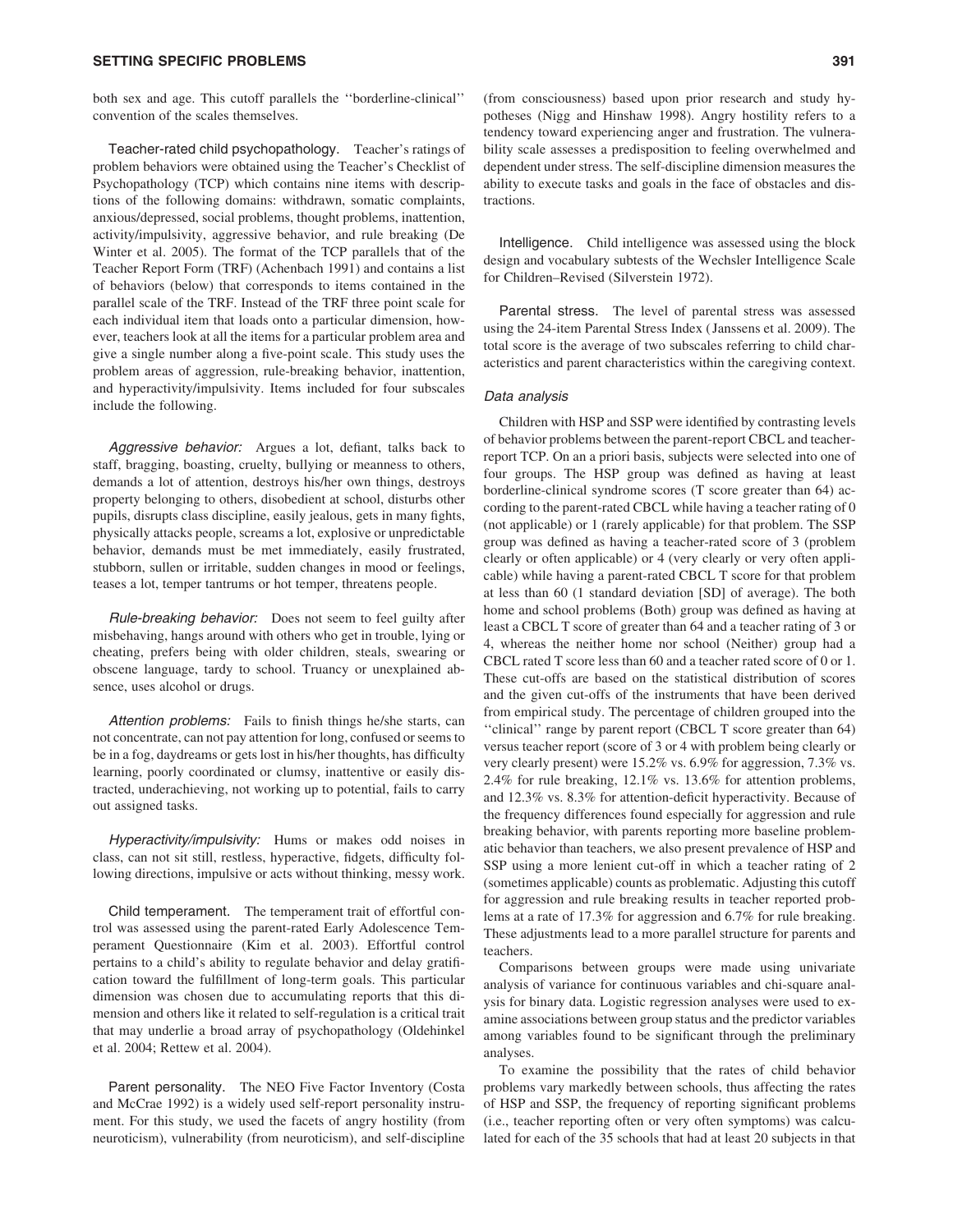both sex and age. This cutoff parallels the ''borderline-clinical'' convention of the scales themselves.

Teacher-rated child psychopathology. Teacher's ratings of problem behaviors were obtained using the Teacher's Checklist of Psychopathology (TCP) which contains nine items with descriptions of the following domains: withdrawn, somatic complaints, anxious/depressed, social problems, thought problems, inattention, activity/impulsivity, aggressive behavior, and rule breaking (De Winter et al. 2005). The format of the TCP parallels that of the Teacher Report Form (TRF) (Achenbach 1991) and contains a list of behaviors (below) that corresponds to items contained in the parallel scale of the TRF. Instead of the TRF three point scale for each individual item that loads onto a particular dimension, however, teachers look at all the items for a particular problem area and give a single number along a five-point scale. This study uses the problem areas of aggression, rule-breaking behavior, inattention, and hyperactivity/impulsivity. Items included for four subscales include the following.

*Aggressive behavior:* Argues a lot, defiant, talks back to staff, bragging, boasting, cruelty, bullying or meanness to others, demands a lot of attention, destroys his/her own things, destroys property belonging to others, disobedient at school, disturbs other pupils, disrupts class discipline, easily jealous, gets in many fights, physically attacks people, screams a lot, explosive or unpredictable behavior, demands must be met immediately, easily frustrated, stubborn, sullen or irritable, sudden changes in mood or feelings, teases a lot, temper tantrums or hot temper, threatens people.

*Rule-breaking behavior:* Does not seem to feel guilty after misbehaving, hangs around with others who get in trouble, lying or cheating, prefers being with older children, steals, swearing or obscene language, tardy to school. Truancy or unexplained absence, uses alcohol or drugs.

*Attention problems:* Fails to finish things he/she starts, can not concentrate, can not pay attention for long, confused or seems to be in a fog, daydreams or gets lost in his/her thoughts, has difficulty learning, poorly coordinated or clumsy, inattentive or easily distracted, underachieving, not working up to potential, fails to carry out assigned tasks.

*Hyperactivity/impulsivity:* Hums or makes odd noises in class, can not sit still, restless, hyperactive, fidgets, difficulty following directions, impulsive or acts without thinking, messy work.

Child temperament. The temperament trait of effortful control was assessed using the parent-rated Early Adolescence Temperament Questionnaire (Kim et al. 2003). Effortful control pertains to a child's ability to regulate behavior and delay gratification toward the fulfillment of long-term goals. This particular dimension was chosen due to accumulating reports that this dimension and others like it related to self-regulation is a critical trait that may underlie a broad array of psychopathology (Oldehinkel et al. 2004; Rettew et al. 2004).

Parent personality. The NEO Five Factor Inventory (Costa and McCrae 1992) is a widely used self-report personality instrument. For this study, we used the facets of angry hostility (from neuroticism), vulnerability (from neuroticism), and self-discipline (from consciousness) based upon prior research and study hypotheses (Nigg and Hinshaw 1998). Angry hostility refers to a tendency toward experiencing anger and frustration. The vulnerability scale assesses a predisposition to feeling overwhelmed and dependent under stress. The self-discipline dimension measures the ability to execute tasks and goals in the face of obstacles and distractions.

Intelligence. Child intelligence was assessed using the block design and vocabulary subtests of the Wechsler Intelligence Scale for Children–Revised (Silverstein 1972).

Parental stress. The level of parental stress was assessed using the 24-item Parental Stress Index (Janssens et al. 2009). The total score is the average of two subscales referring to child characteristics and parent characteristics within the caregiving context.

### Data analysis

Children with HSP and SSP were identified by contrasting levels of behavior problems between the parent-report CBCL and teacher-report TCP. On an a priori basis, subjects were selected into one of four groups. The HSP group was defined as having at least borderline-clinical syndrome scores (T score greater than 64) according to the parent-rated CBCL while having a teacher rating of 0 (not applicable) or 1 (rarely applicable) for that problem. The SSP group was defined as having a teacher-rated score of 3 (problem clearly or often applicable) or 4 (very clearly or very often applicable) while having a parent-rated CBCL T score for that problem at less than 60 (1 standard deviation [SD] of average). The both home and school problems (Both) group was defined as having at least a CBCL T score of greater than 64 and a teacher rating of 3 or 4, whereas the neither home nor school (Neither) group had a CBCL rated T score less than 60 and a teacher rated score of 0 or 1. These cut-offs are based on the statistical distribution of scores and the given cut-offs of the instruments that have been derived from empirical study. The percentage of children grouped into the ''clinical'' range by parent report (CBCL T score greater than 64) versus teacher report (score of 3 or 4 with problem being clearly or very clearly present) were 15.2% vs. 6.9% for aggression, 7.3% vs. 2.4% for rule breaking, 12.1% vs. 13.6% for attention problems, and 12.3% vs. 8.3% for attention-deficit hyperactivity. Because of the frequency differences found especially for aggression and rule breaking behavior, with parents reporting more baseline problematic behavior than teachers, we also present prevalence of HSP and SSP using a more lenient cut-off in which a teacher rating of 2 (sometimes applicable) counts as problematic. Adjusting this cutoff for aggression and rule breaking results in teacher reported problems at a rate of 17.3% for aggression and 6.7% for rule breaking. These adjustments lead to a more parallel structure for parents and teachers.

Comparisons between groups were made using univariate analysis of variance for continuous variables and chi-square analysis for binary data. Logistic regression analyses were used to examine associations between group status and the predictor variables among variables found to be significant through the preliminary analyses.

To examine the possibility that the rates of child behavior problems vary markedly between schools, thus affecting the rates of HSP and SSP, the frequency of reporting significant problems (i.e., teacher reporting often or very often symptoms) was calculated for each of the 35 schools that had at least 20 subjects in that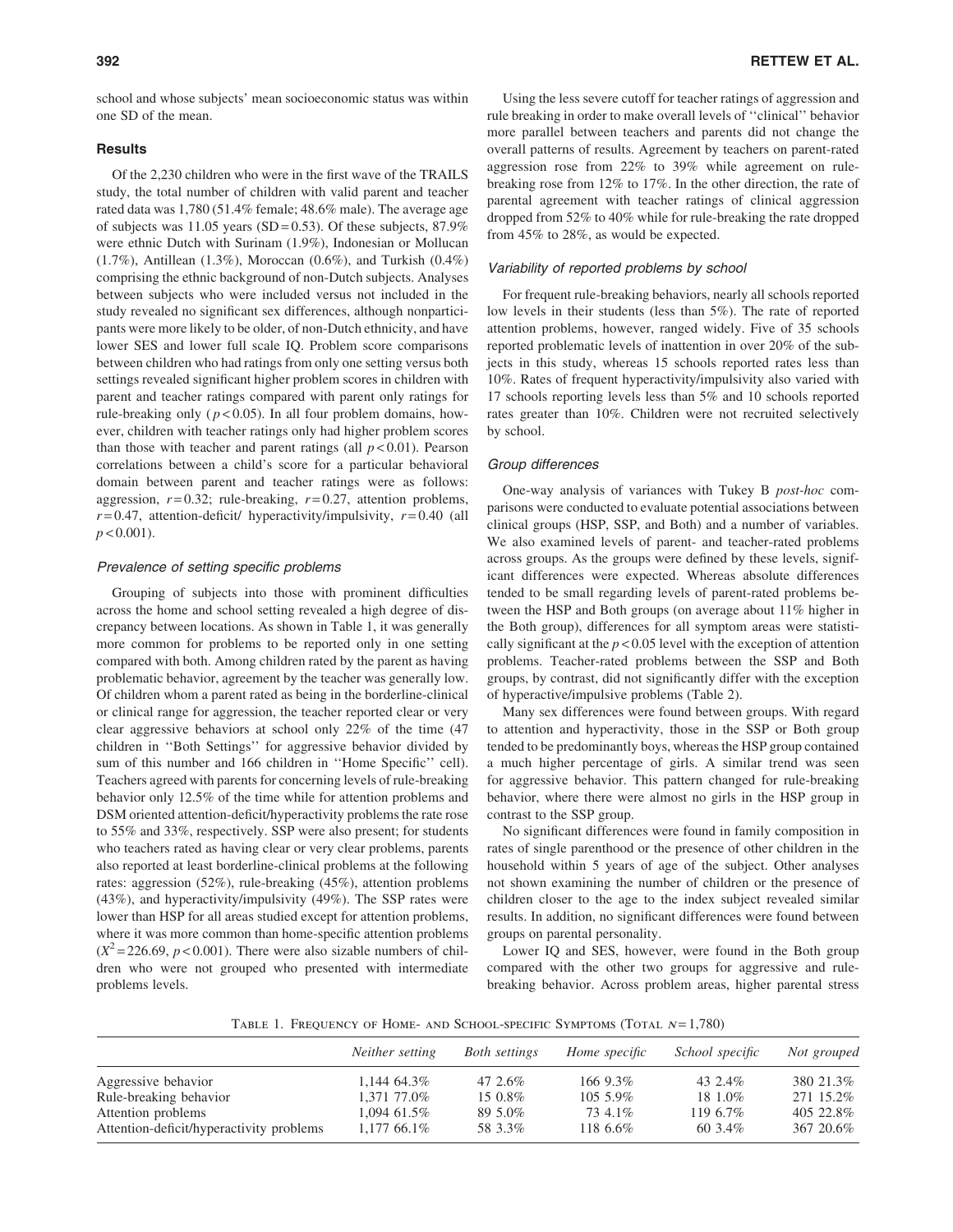school and whose subjects' mean socioeconomic status was within one SD of the mean.

## Results

Of the 2,230 children who were in the first wave of the TRAILS study, the total number of children with valid parent and teacher rated data was 1,780 (51.4% female; 48.6% male). The average age of subjects was 11.05 years (SD = 0.53). Of these subjects, 87.9% were ethnic Dutch with Surinam (1.9%), Indonesian or Mollucan (1.7%), Antillean (1.3%), Moroccan (0.6%), and Turkish (0.4%) comprising the ethnic background of non-Dutch subjects. Analyses between subjects who were included versus not included in the study revealed no significant sex differences, although nonparticipants were more likely to be older, of non-Dutch ethnicity, and have lower SES and lower full scale IQ. Problem score comparisons between children who had ratings from only one setting versus both settings revealed significant higher problem scores in children with parent and teacher ratings compared with parent only ratings for rule-breaking only ($p < 0.05$). In all four problem domains, however, children with teacher ratings only had higher problem scores than those with teacher and parent ratings (all $p < 0.01$). Pearson correlations between a child's score for a particular behavioral domain between parent and teacher ratings were as follows: aggression, $r = 0.32$; rule-breaking, $r = 0.27$, attention problems, $r = 0.47$, attention-deficit/ hyperactivity/impulsivity, $r = 0.40$ (all $p < 0.001$).

### *Prevalence of setting specific problems*

Grouping of subjects into those with prominent difficulties across the home and school setting revealed a high degree of discrepancy between locations. As shown in Table 1, it was generally more common for problems to be reported only in one setting compared with both. Among children rated by the parent as having problematic behavior, agreement by the teacher was generally low. Of children whom a parent rated as being in the borderline-clinical or clinical range for aggression, the teacher reported clear or very clear aggressive behaviors at school only 22% of the time (47 children in ''Both Settings'' for aggressive behavior divided by sum of this number and 166 children in ''Home Specific'' cell). Teachers agreed with parents for concerning levels of rule-breaking behavior only 12.5% of the time while for attention problems and DSM oriented attention-deficit/hyperactivity problems the rate rose to 55% and 33%, respectively. SSP were also present; for students who teachers rated as having clear or very clear problems, parents also reported at least borderline-clinical problems at the following rates: aggression (52%), rule-breaking (45%), attention problems (43%), and hyperactivity/impulsivity (49%). The SSP rates were lower than HSP for all areas studied except for attention problems, where it was more common than home-specific attention problems ($X^2 = 226.69$, $p < 0.001$). There were also sizable numbers of children who were not grouped who presented with intermediate problems levels.

Using the less severe cutoff for teacher ratings of aggression and rule breaking in order to make overall levels of ''clinical'' behavior more parallel between teachers and parents did not change the overall patterns of results. Agreement by teachers on parent-rated aggression rose from 22% to 39% while agreement on rule-breaking rose from 12% to 17%. In the other direction, the rate of parental agreement with teacher ratings of clinical aggression dropped from 52% to 40% while for rule-breaking the rate dropped from 45% to 28%, as would be expected.

### *Variability of reported problems by school*

For frequent rule-breaking behaviors, nearly all schools reported low levels in their students (less than 5%). The rate of reported attention problems, however, ranged widely. Five of 35 schools reported problematic levels of inattention in over 20% of the subjects in this study, whereas 15 schools reported rates less than 10%. Rates of frequent hyperactivity/impulsivity also varied with 17 schools reporting levels less than 5% and 10 schools reported rates greater than 10%. Children were not recruited selectively by school.

### *Group differences*

One-way analysis of variances with Tukey B *post-hoc* comparisons were conducted to evaluate potential associations between clinical groups (HSP, SSP, and Both) and a number of variables. We also examined levels of parent- and teacher-rated problems across groups. As the groups were defined by these levels, significant differences were expected. Whereas absolute differences tended to be small regarding levels of parent-rated problems between the HSP and Both groups (on average about 11% higher in the Both group), differences for all symptom areas were statistically significant at the $p < 0.05$ level with the exception of attention problems. Teacher-rated problems between the SSP and Both groups, by contrast, did not significantly differ with the exception of hyperactive/impulsive problems (Table 2).

Many sex differences were found between groups. With regard to attention and hyperactivity, those in the SSP or Both group tended to be predominantly boys, whereas the HSP group contained a much higher percentage of girls. A similar trend was seen for aggressive behavior. This pattern changed for rule-breaking behavior, where there were almost no girls in the HSP group in contrast to the SSP group.

No significant differences were found in family composition in rates of single parenthood or the presence of other children in the household within 5 years of age of the subject. Other analyses not shown examining the number of children or the presence of children closer to the age to the index subject revealed similar results. In addition, no significant differences were found between groups on parental personality.

Lower IQ and SES, however, were found in the Both group compared with the other two groups for aggressive and rule-breaking behavior. Across problem areas, higher parental stress

Table 1. Frequency of Home- and School-specific Symptoms (Total $N = 1{,}780$)

| | *Neither setting* | *Both settings* | *Home specific* | *School specific* | *Not grouped* |
|---|---|---|---|---|---|
| Aggressive behavior | 1,144 64.3% | 47 2.6% | 166 9.3% | 43 2.4% | 380 21.3% |
| Rule-breaking behavior | 1,371 77.0% | 15 0.8% | 105 5.9% | 18 1.0% | 271 15.2% |
| Attention problems | 1,094 61.5% | 89 5.0% | 73 4.1% | 119 6.7% | 405 22.8% |
| Attention-deficit/hyperactivity problems | 1,177 66.1% | 58 3.3% | 118 6.6% | 60 3.4% | 367 20.6% |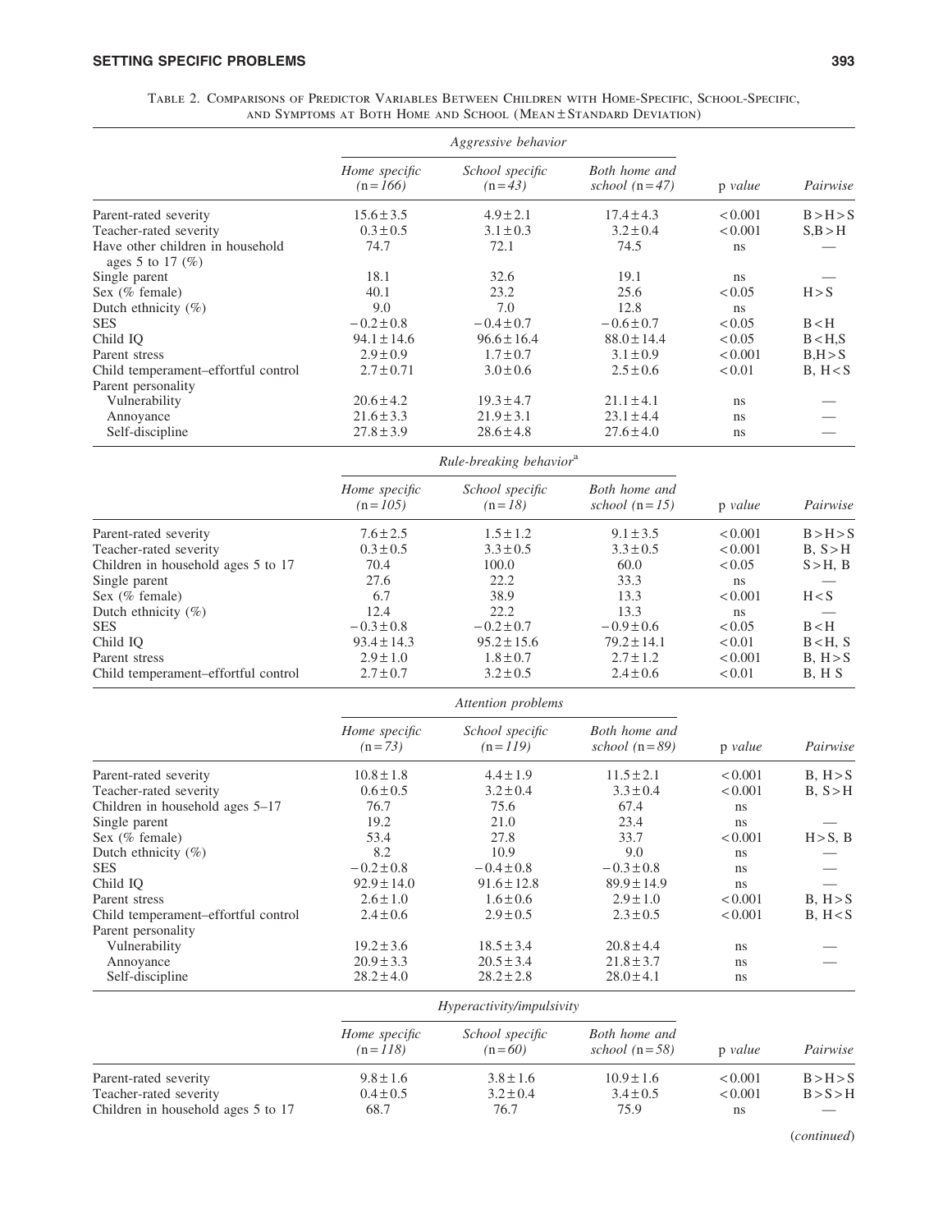Table 2. Comparisons of Predictor Variables Between Children with Home-Specific, School-Specific, and Symptoms at Both Home and School (Mean ± Standard Deviation)

| | *Aggressive behavior* | | | | |
|---|---|---|---|---|---|
| | *Home specific (n = 166)* | *School specific (n = 43)* | *Both home and school (n = 47)* | *p value* | *Pairwise* |
| Parent-rated severity | 15.6 ± 3.5 | 4.9 ± 2.1 | 17.4 ± 4.3 | < 0.001 | B > H > S |
| Teacher-rated severity | 0.3 ± 0.5 | 3.1 ± 0.3 | 3.2 ± 0.4 | < 0.001 | S,B > H |
| Have other children in household ages 5 to 17 (%) | 74.7 | 72.1 | 74.5 | ns | — |
| Single parent | 18.1 | 32.6 | 19.1 | ns | — |
| Sex (% female) | 40.1 | 23.2 | 25.6 | < 0.05 | H > S |
| Dutch ethnicity (%) | 9.0 | 7.0 | 12.8 | ns | |
| SES | −0.2 ± 0.8 | −0.4 ± 0.7 | −0.6 ± 0.7 | < 0.05 | B < H |
| Child IQ | 94.1 ± 14.6 | 96.6 ± 16.4 | 88.0 ± 14.4 | < 0.05 | B < H,S |
| Parent stress | 2.9 ± 0.9 | 1.7 ± 0.7 | 3.1 ± 0.9 | < 0.001 | B,H > S |
| Child temperament–effortful control | 2.7 ± 0.71 | 3.0 ± 0.6 | 2.5 ± 0.6 | < 0.01 | B, H < S |
| Parent personality | | | | | |
| Vulnerability | 20.6 ± 4.2 | 19.3 ± 4.7 | 21.1 ± 4.1 | ns | — |
| Annoyance | 21.6 ± 3.3 | 21.9 ± 3.1 | 23.1 ± 4.4 | ns | — |
| Self-discipline | 27.8 ± 3.9 | 28.6 ± 4.8 | 27.6 ± 4.0 | ns | — |
| | *Rule-breaking behavior*[a] | | | | |
| | *Home specific (n = 105)* | *School specific (n = 18)* | *Both home and school (n = 15)* | *p value* | *Pairwise* |
| Parent-rated severity | 7.6 ± 2.5 | 1.5 ± 1.2 | 9.1 ± 3.5 | < 0.001 | B > H > S |
| Teacher-rated severity | 0.3 ± 0.5 | 3.3 ± 0.5 | 3.3 ± 0.5 | < 0.001 | B, S > H |
| Children in household ages 5 to 17 | 70.4 | 100.0 | 60.0 | < 0.05 | S > H, B |
| Single parent | 27.6 | 22.2 | 33.3 | ns | — |
| Sex (% female) | 6.7 | 38.9 | 13.3 | < 0.001 | H < S |
| Dutch ethnicity (%) | 12.4 | 22.2 | 13.3 | ns | — |
| SES | −0.3 ± 0.8 | −0.2 ± 0.7 | −0.9 ± 0.6 | < 0.05 | B < H |
| Child IQ | 93.4 ± 14.3 | 95.2 ± 15.6 | 79.2 ± 14.1 | < 0.01 | B < H, S |
| Parent stress | 2.9 ± 1.0 | 1.8 ± 0.7 | 2.7 ± 1.2 | < 0.001 | B, H > S |
| Child temperament–effortful control | 2.7 ± 0.7 | 3.2 ± 0.5 | 2.4 ± 0.6 | < 0.01 | B, H S |
| | *Attention problems* | | | | |
| | *Home specific (n = 73)* | *School specific (n = 119)* | *Both home and school (n = 89)* | *p value* | *Pairwise* |
| Parent-rated severity | 10.8 ± 1.8 | 4.4 ± 1.9 | 11.5 ± 2.1 | < 0.001 | B, H > S |
| Teacher-rated severity | 0.6 ± 0.5 | 3.2 ± 0.4 | 3.3 ± 0.4 | < 0.001 | B, S > H |
| Children in household ages 5–17 | 76.7 | 75.6 | 67.4 | ns | |
| Single parent | 19.2 | 21.0 | 23.4 | ns | — |
| Sex (% female) | 53.4 | 27.8 | 33.7 | < 0.001 | H > S, B |
| Dutch ethnicity (%) | 8.2 | 10.9 | 9.0 | ns | — |
| SES | −0.2 ± 0.8 | −0.4 ± 0.8 | −0.3 ± 0.8 | ns | — |
| Child IQ | 92.9 ± 14.0 | 91.6 ± 12.8 | 89.9 ± 14.9 | ns | — |
| Parent stress | 2.6 ± 1.0 | 1.6 ± 0.6 | 2.9 ± 1.0 | < 0.001 | B, H > S |
| Child temperament–effortful control | 2.4 ± 0.6 | 2.9 ± 0.5 | 2.3 ± 0.5 | < 0.001 | B, H < S |
| Parent personality | | | | | |
| Vulnerability | 19.2 ± 3.6 | 18.5 ± 3.4 | 20.8 ± 4.4 | ns | — |
| Annoyance | 20.9 ± 3.3 | 20.5 ± 3.4 | 21.8 ± 3.7 | ns | — |
| Self-discipline | 28.2 ± 4.0 | 28.2 ± 2.8 | 28.0 ± 4.1 | ns | |
| | *Hyperactivity/impulsivity* | | | | |
| | *Home specific (n = 118)* | *School specific (n = 60)* | *Both home and school (n = 58)* | *p value* | *Pairwise* |
| Parent-rated severity | 9.8 ± 1.6 | 3.8 ± 1.6 | 10.9 ± 1.6 | < 0.001 | B > H > S |
| Teacher-rated severity | 0.4 ± 0.5 | 3.2 ± 0.4 | 3.4 ± 0.5 | < 0.001 | B > S > H |
| Children in household ages 5 to 17 | 68.7 | 76.7 | 75.9 | ns | — |

(*continued*)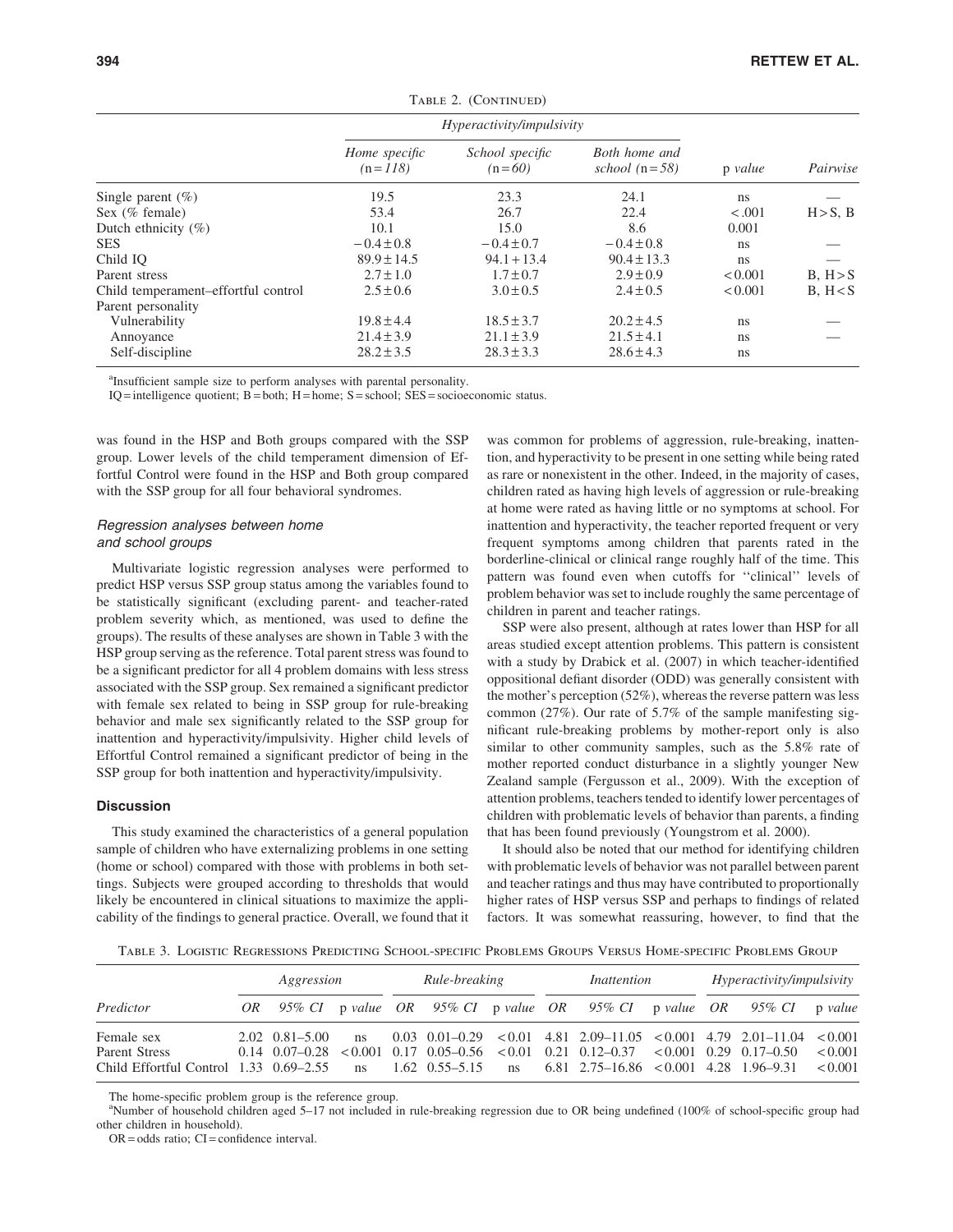Table 2. (Continued)

| | Hyperactivity/impulsivity | | | | |
|---|---|---|---|---|---|
| | *Home specific (n = 118)* | *School specific (n = 60)* | *Both home and school (n = 58)* | p *value* | *Pairwise* |
| Single parent (%) | 19.5 | 23.3 | 24.1 | ns | — |
| Sex (% female) | 53.4 | 26.7 | 22.4 | < .001 | H > S, B |
| Dutch ethnicity (%) | 10.1 | 15.0 | 8.6 | 0.001 | |
| SES | −0.4 ± 0.8 | −0.4 ± 0.7 | −0.4 ± 0.8 | ns | — |
| Child IQ | 89.9 ± 14.5 | 94.1 + 13.4 | 90.4 ± 13.3 | ns | — |
| Parent stress | 2.7 ± 1.0 | 1.7 ± 0.7 | 2.9 ± 0.9 | < 0.001 | B, H > S |
| Child temperament–effortful control | 2.5 ± 0.6 | 3.0 ± 0.5 | 2.4 ± 0.5 | < 0.001 | B, H < S |
| Parent personality | | | | | |
| Vulnerability | 19.8 ± 4.4 | 18.5 ± 3.7 | 20.2 ± 4.5 | ns | — |
| Annoyance | 21.4 ± 3.9 | 21.1 ± 3.9 | 21.5 ± 4.1 | ns | — |
| Self-discipline | 28.2 ± 3.5 | 28.3 ± 3.3 | 28.6 ± 4.3 | ns | |

[a]Insufficient sample size to perform analyses with parental personality.

IQ = intelligence quotient; B = both; H = home; S = school; SES = socioeconomic status.

was found in the HSP and Both groups compared with the SSP group. Lower levels of the child temperament dimension of Effortful Control were found in the HSP and Both group compared with the SSP group for all four behavioral syndromes.

### *Regression analyses between home and school groups*

Multivariate logistic regression analyses were performed to predict HSP versus SSP group status among the variables found to be statistically significant (excluding parent- and teacher-rated problem severity which, as mentioned, was used to define the groups). The results of these analyses are shown in Table 3 with the HSP group serving as the reference. Total parent stress was found to be a significant predictor for all 4 problem domains with less stress associated with the SSP group. Sex remained a significant predictor with female sex related to being in SSP group for rule-breaking behavior and male sex significantly related to the SSP group for inattention and hyperactivity/impulsivity. Higher child levels of Effortful Control remained a significant predictor of being in the SSP group for both inattention and hyperactivity/impulsivity.

## Discussion

This study examined the characteristics of a general population sample of children who have externalizing problems in one setting (home or school) compared with those with problems in both settings. Subjects were grouped according to thresholds that would likely be encountered in clinical situations to maximize the applicability of the findings to general practice. Overall, we found that it was common for problems of aggression, rule-breaking, inattention, and hyperactivity to be present in one setting while being rated as rare or nonexistent in the other. Indeed, in the majority of cases, children rated as having high levels of aggression or rule-breaking at home were rated as having little or no symptoms at school. For inattention and hyperactivity, the teacher reported frequent or very frequent symptoms among children that parents rated in the borderline-clinical or clinical range roughly half of the time. This pattern was found even when cutoffs for ''clinical'' levels of problem behavior was set to include roughly the same percentage of children in parent and teacher ratings.

SSP were also present, although at rates lower than HSP for all areas studied except attention problems. This pattern is consistent with a study by Drabick et al. (2007) in which teacher-identified oppositional defiant disorder (ODD) was generally consistent with the mother's perception (52%), whereas the reverse pattern was less common (27%). Our rate of 5.7% of the sample manifesting significant rule-breaking problems by mother-report only is also similar to other community samples, such as the 5.8% rate of mother reported conduct disturbance in a slightly younger New Zealand sample (Fergusson et al., 2009). With the exception of attention problems, teachers tended to identify lower percentages of children with problematic levels of behavior than parents, a finding that has been found previously (Youngstrom et al. 2000).

It should also be noted that our method for identifying children with problematic levels of behavior was not parallel between parent and teacher ratings and thus may have contributed to proportionally higher rates of HSP versus SSP and perhaps to findings of related factors. It was somewhat reassuring, however, to find that the

Table 3. Logistic Regressions Predicting School-specific Problems Groups Versus Home-specific Problems Group

| | Aggression | | | Rule-breaking | | | Inattention | | | Hyperactivity/impulsivity | | |
|---|---|---|---|---|---|---|---|---|---|---|---|---|
| *Predictor* | *OR* | *95% CI* | p *value* | *OR* | *95% CI* | p *value* | *OR* | *95% CI* | p *value* | *OR* | *95% CI* | p *value* |
| Female sex | 2.02 | 0.81–5.00 | ns | 0.03 | 0.01–0.29 | < 0.01 | 4.81 | 2.09–11.05 | < 0.001 | 4.79 | 2.01–11.04 | < 0.001 |
| Parent Stress | 0.14 | 0.07–0.28 | < 0.001 | 0.17 | 0.05–0.56 | < 0.01 | 0.21 | 0.12–0.37 | < 0.001 | 0.29 | 0.17–0.50 | < 0.001 |
| Child Effortful Control | 1.33 | 0.69–2.55 | ns | 1.62 | 0.55–5.15 | ns | 6.81 | 2.75–16.86 | < 0.001 | 4.28 | 1.96–9.31 | < 0.001 |

The home-specific problem group is the reference group.

[a]Number of household children aged 5–17 not included in rule-breaking regression due to OR being undefined (100% of school-specific group had other children in household).

OR = odds ratio; CI = confidence interval.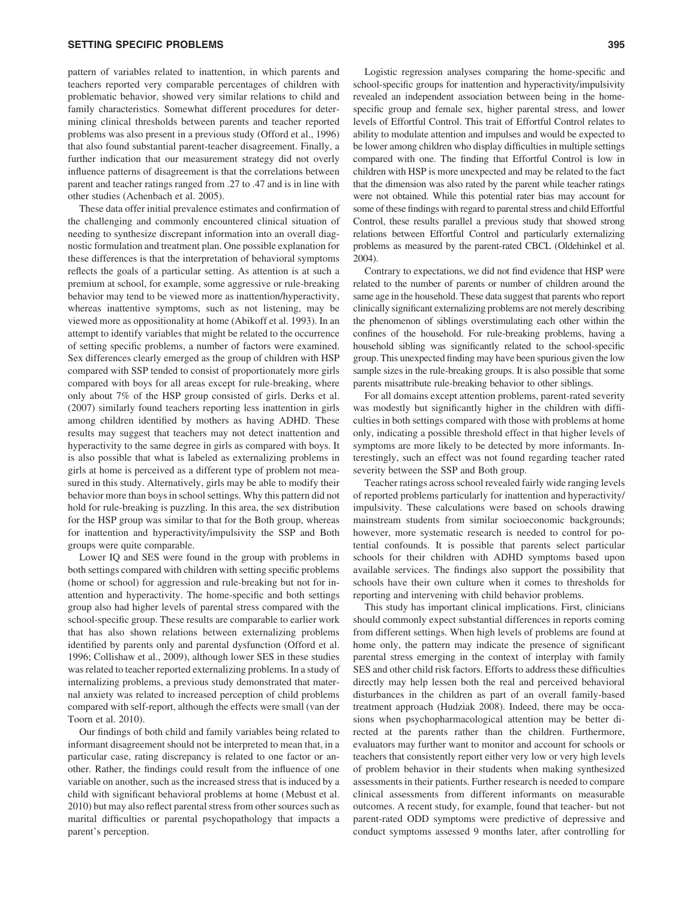pattern of variables related to inattention, in which parents and teachers reported very comparable percentages of children with problematic behavior, showed very similar relations to child and family characteristics. Somewhat different procedures for determining clinical thresholds between parents and teacher reported problems was also present in a previous study (Offord et al., 1996) that also found substantial parent-teacher disagreement. Finally, a further indication that our measurement strategy did not overly influence patterns of disagreement is that the correlations between parent and teacher ratings ranged from .27 to .47 and is in line with other studies (Achenbach et al. 2005).

These data offer initial prevalence estimates and confirmation of the challenging and commonly encountered clinical situation of needing to synthesize discrepant information into an overall diagnostic formulation and treatment plan. One possible explanation for these differences is that the interpretation of behavioral symptoms reflects the goals of a particular setting. As attention is at such a premium at school, for example, some aggressive or rule-breaking behavior may tend to be viewed more as inattention/hyperactivity, whereas inattentive symptoms, such as not listening, may be viewed more as oppositionality at home (Abikoff et al. 1993). In an attempt to identify variables that might be related to the occurrence of setting specific problems, a number of factors were examined. Sex differences clearly emerged as the group of children with HSP compared with SSP tended to consist of proportionately more girls compared with boys for all areas except for rule-breaking, where only about 7% of the HSP group consisted of girls. Derks et al. (2007) similarly found teachers reporting less inattention in girls among children identified by mothers as having ADHD. These results may suggest that teachers may not detect inattention and hyperactivity to the same degree in girls as compared with boys. It is also possible that what is labeled as externalizing problems in girls at home is perceived as a different type of problem not measured in this study. Alternatively, girls may be able to modify their behavior more than boys in school settings. Why this pattern did not hold for rule-breaking is puzzling. In this area, the sex distribution for the HSP group was similar to that for the Both group, whereas for inattention and hyperactivity/impulsivity the SSP and Both groups were quite comparable.

Lower IQ and SES were found in the group with problems in both settings compared with children with setting specific problems (home or school) for aggression and rule-breaking but not for inattention and hyperactivity. The home-specific and both settings group also had higher levels of parental stress compared with the school-specific group. These results are comparable to earlier work that has also shown relations between externalizing problems identified by parents only and parental dysfunction (Offord et al. 1996; Collishaw et al., 2009), although lower SES in these studies was related to teacher reported externalizing problems. In a study of internalizing problems, a previous study demonstrated that maternal anxiety was related to increased perception of child problems compared with self-report, although the effects were small (van der Toorn et al. 2010).

Our findings of both child and family variables being related to informant disagreement should not be interpreted to mean that, in a particular case, rating discrepancy is related to one factor or another. Rather, the findings could result from the influence of one variable on another, such as the increased stress that is induced by a child with significant behavioral problems at home (Mebust et al. 2010) but may also reflect parental stress from other sources such as marital difficulties or parental psychopathology that impacts a parent's perception.

Logistic regression analyses comparing the home-specific and school-specific groups for inattention and hyperactivity/impulsivity revealed an independent association between being in the home-specific group and female sex, higher parental stress, and lower levels of Effortful Control. This trait of Effortful Control relates to ability to modulate attention and impulses and would be expected to be lower among children who display difficulties in multiple settings compared with one. The finding that Effortful Control is low in children with HSP is more unexpected and may be related to the fact that the dimension was also rated by the parent while teacher ratings were not obtained. While this potential rater bias may account for some of these findings with regard to parental stress and child Effortful Control, these results parallel a previous study that showed strong relations between Effortful Control and particularly externalizing problems as measured by the parent-rated CBCL (Oldehinkel et al. 2004).

Contrary to expectations, we did not find evidence that HSP were related to the number of parents or number of children around the same age in the household. These data suggest that parents who report clinically significant externalizing problems are not merely describing the phenomenon of siblings overstimulating each other within the confines of the household. For rule-breaking problems, having a household sibling was significantly related to the school-specific group. This unexpected finding may have been spurious given the low sample sizes in the rule-breaking groups. It is also possible that some parents misattribute rule-breaking behavior to other siblings.

For all domains except attention problems, parent-rated severity was modestly but significantly higher in the children with difficulties in both settings compared with those with problems at home only, indicating a possible threshold effect in that higher levels of symptoms are more likely to be detected by more informants. Interestingly, such an effect was not found regarding teacher rated severity between the SSP and Both group.

Teacher ratings across school revealed fairly wide ranging levels of reported problems particularly for inattention and hyperactivity/impulsivity. These calculations were based on schools drawing mainstream students from similar socioeconomic backgrounds; however, more systematic research is needed to control for potential confounds. It is possible that parents select particular schools for their children with ADHD symptoms based upon available services. The findings also support the possibility that schools have their own culture when it comes to thresholds for reporting and intervening with child behavior problems.

This study has important clinical implications. First, clinicians should commonly expect substantial differences in reports coming from different settings. When high levels of problems are found at home only, the pattern may indicate the presence of significant parental stress emerging in the context of interplay with family SES and other child risk factors. Efforts to address these difficulties directly may help lessen both the real and perceived behavioral disturbances in the children as part of an overall family-based treatment approach (Hudziak 2008). Indeed, there may be occasions when psychopharmacological attention may be better directed at the parents rather than the children. Furthermore, evaluators may further want to monitor and account for schools or teachers that consistently report either very low or very high levels of problem behavior in their students when making synthesized assessments in their patients. Further research is needed to compare clinical assessments from different informants on measurable outcomes. A recent study, for example, found that teacher- but not parent-rated ODD symptoms were predictive of depressive and conduct symptoms assessed 9 months later, after controlling for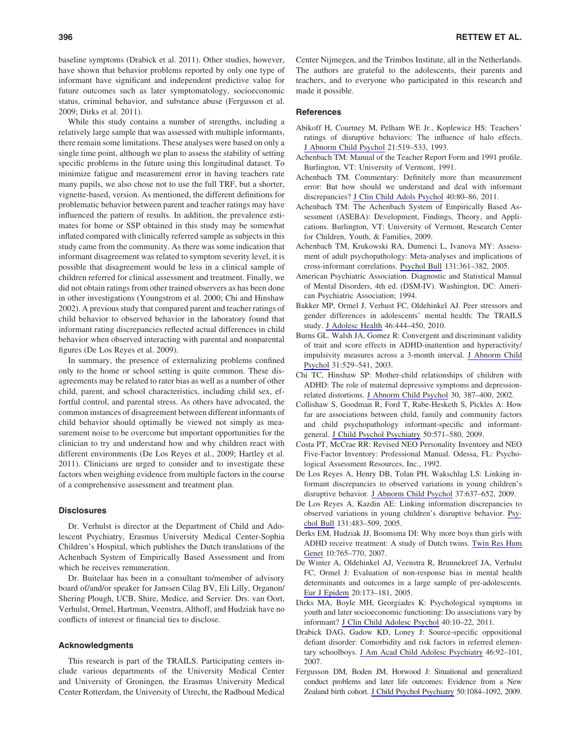baseline symptoms (Drabick et al. 2011). Other studies, however, have shown that behavior problems reported by only one type of informant have significant and independent predictive value for future outcomes such as later symptomatology, socioeconomic status, criminal behavior, and substance abuse (Fergusson et al. 2009; Dirks et al. 2011).

While this study contains a number of strengths, including a relatively large sample that was assessed with multiple informants, there remain some limitations. These analyses were based on only a single time point, although we plan to assess the stability of setting specific problems in the future using this longitudinal dataset. To minimize fatigue and measurement error in having teachers rate many pupils, we also chose not to use the full TRF, but a shorter, vignette-based, version. As mentioned, the different definitions for problematic behavior between parent and teacher ratings may have influenced the pattern of results. In addition, the prevalence estimates for home or SSP obtained in this study may be somewhat inflated compared with clinically referred sample as subjects in this study came from the community. As there was some indication that informant disagreement was related to symptom severity level, it is possible that disagreement would be less in a clinical sample of children referred for clinical assessment and treatment. Finally, we did not obtain ratings from other trained observers as has been done in other investigations (Youngstrom et al. 2000; Chi and Hinshaw 2002). A previous study that compared parent and teacher ratings of child behavior to observed behavior in the laboratory found that informant rating discrepancies reflected actual differences in child behavior when observed interacting with parental and nonparental figures (De Los Reyes et al. 2009).

In summary, the presence of externalizing problems confined only to the home or school setting is quite common. These disagreements may be related to rater bias as well as a number of other child, parent, and school characteristics, including child sex, effortful control, and parental stress. As others have advocated, the common instances of disagreement between different informants of child behavior should optimally be viewed not simply as measurement noise to be overcome but important opportunities for the clinician to try and understand how and why children react with different environments (De Los Reyes et al., 2009; Hartley et al. 2011). Clinicians are urged to consider and to investigate these factors when weighing evidence from multiple factors in the course of a comprehensive assessment and treatment plan.

### Disclosures

Dr. Verhulst is director at the Department of Child and Adolescent Psychiatry, Erasmus University Medical Center-Sophia Children's Hospital, which publishes the Dutch translations of the Achenbach System of Empirically Based Assessment and from which he receives remuneration.

Dr. Buitelaar has been in a consultant to/member of advisory board of/and/or speaker for Janssen Cilag BV, Eli Lilly, Organon/Shering Plough, UCB, Shire, Medice, and Servier. Drs. van Oort, Verhulst, Ormel, Hartman, Veenstra, Althoff, and Hudziak have no conflicts of interest or financial ties to disclose.

### Acknowledgments

This research is part of the TRAILS. Participating centers include various departments of the University Medical Center and University of Groningen, the Erasmus University Medical Center Rotterdam, the University of Utrecht, the Radboud Medical Center Nijmegen, and the Trimbos Institute, all in the Netherlands. The authors are grateful to the adolescents, their parents and teachers, and to everyone who participated in this research and made it possible.

### References

Abikoff H, Courtney M, Pelham WE Jr., Koplewicz HS: Teachers' ratings of disruptive behaviors: The influence of halo effects. J Abnorm Child Psychol 21:519–533, 1993.

Achenbach TM: Manual of the Teacher Report Form and 1991 profile. Burlington, VT: University of Vermont, 1991.

Achenbach TM. Commentary: Definitely more than measurement error: But how should we understand and deal with informant discrepancies? J Clin Child Adols Psychol 40:80–86, 2011.

Achenbach TM: The Achenbach System of Empirically Based Assessment (ASEBA): Development, Findings, Theory, and Applications. Burlington, VT: University of Vermont, Research Center for Children, Youth, & Families, 2009.

Achenbach TM, Krukowski RA, Dumenci L, Ivanova MY: Assessment of adult psychopathology: Meta-analyses and implications of cross-informant correlations. Psychol Bull 131:361–382, 2005.

American Psychiatric Association. Diagnostic and Statistical Manual of Mental Disorders, 4th ed. (DSM-IV). Washington, DC: American Psychiatric Association; 1994.

Bakker MP, Ormel J, Verhust FC, Oldehinkel AJ. Peer stressors and gender differences in adolescents' mental health: The TRAILS study. J Adolesc Health 46:444–450, 2010.

Burns GL. Walsh JA, Gomez R: Convergent and discriminant validity of trait and score effects in ADHD-inattention and hyperactivity/impulsivity measures across a 3-month interval. J Abnorm Child Psychol 31:529–541, 2003.

Chi TC, Hinshaw SP: Mother-child relationships of children with ADHD: The role of maternal depressive symptoms and depression-related distortions. J Abnorm Child Psychol 30, 387–400, 2002.

Collishaw S, Goodman R, Ford T, Rabe-Hesketh S, Pickles A: How far are associations between child, family and community factors and child psychopathology informant-specific and informant-general. J Child Psychol Psychiatry 50:571–580, 2009.

Costa PT, McCrae RR: Revised NEO Personality Inventory and NEO Five-Factor Inventory: Professional Manual. Odessa, FL: Psychological Assessment Resources, Inc., 1992.

De Los Reyes A, Henry DB, Tolan PH, Wakschlag LS: Linking informant discrepancies to observed variations in young children's disruptive behavior. J Abnorm Child Psychol 37:637–652, 2009.

De Los Reyes A, Kazdin AE: Linking information discrepancies to observed variations in young children's disruptive behavior. Psychol Bull 131:483–509, 2005.

Derks EM, Hudziak JJ, Boomsma DI: Why more boys than girls with ADHD receive treatment: A study of Dutch twins. Twin Res Hum Genet 10:765–770, 2007.

De Winter A, Oldehinkel AJ, Veenstra R, Brunnekreef JA, Verhulst FC, Ormel J: Evaluation of non-response bias in mental health determinants and outcomes in a large sample of pre-adolescents. Eur J Epidem 20:173–181, 2005.

Dirks MA, Boyle MH, Georgiades K: Psychological symptoms in youth and later socioeconomic functioning: Do associations vary by informant? J Clin Child Adolesc Psychol 40:10–22, 2011.

Drabick DAG, Gadow KD, Loney J: Source-specific oppositional defiant disorder: Comorbidity and risk factors in referred elementary schoolboys. J Am Acad Child Adolesc Psychiatry 46:92–101, 2007.

Fergusson DM, Boden JM, Horwood J: Situational and generalized conduct problems and later life outcomes: Evidence from a New Zealand birth cohort. J Child Psychol Psychiatry 50:1084–1092, 2009.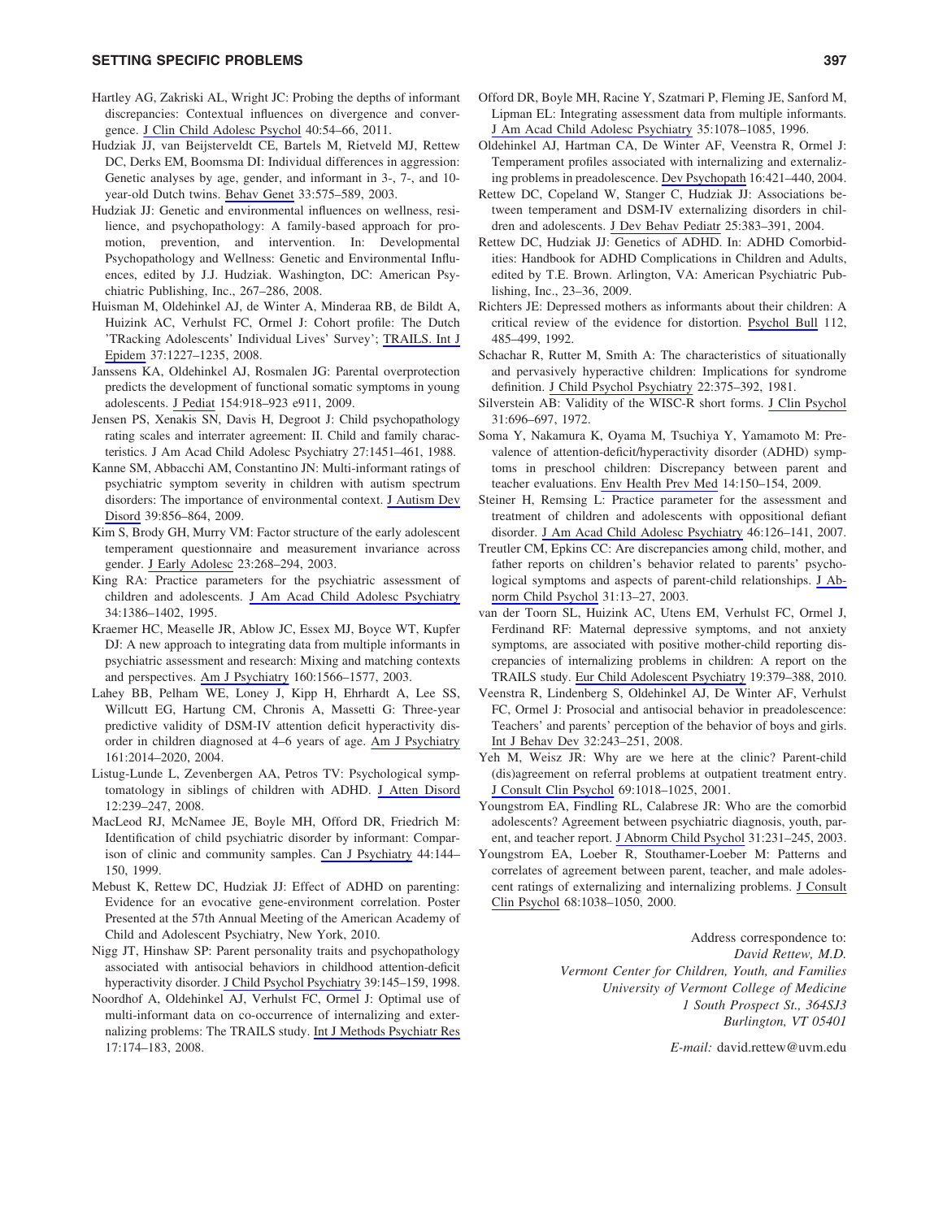Hartley AG, Zakriski AL, Wright JC: Probing the depths of informant discrepancies: Contextual influences on divergence and convergence. J Clin Child Adolesc Psychol 40:54–66, 2011.

Hudziak JJ, van Beijsterveldt CE, Bartels M, Rietveld MJ, Rettew DC, Derks EM, Boomsma DI: Individual differences in aggression: Genetic analyses by age, gender, and informant in 3-, 7-, and 10-year-old Dutch twins. Behav Genet 33:575–589, 2003.

Hudziak JJ: Genetic and environmental influences on wellness, resilience, and psychopathology: A family-based approach for promotion, prevention, and intervention. In: Developmental Psychopathology and Wellness: Genetic and Environmental Influences, edited by J.J. Hudziak. Washington, DC: American Psychiatric Publishing, Inc., 267–286, 2008.

Huisman M, Oldehinkel AJ, de Winter A, Minderaa RB, de Bildt A, Huizink AC, Verhulst FC, Ormel J: Cohort profile: The Dutch 'TRacking Adolescents' Individual Lives' Survey'; TRAILS. Int J Epidem 37:1227–1235, 2008.

Janssens KA, Oldehinkel AJ, Rosmalen JG: Parental overprotection predicts the development of functional somatic symptoms in young adolescents. J Pediat 154:918–923 e911, 2009.

Jensen PS, Xenakis SN, Davis H, Degroot J: Child psychopathology rating scales and interrater agreement: II. Child and family characteristics. J Am Acad Child Adolesc Psychiatry 27:1451–461, 1988.

Kanne SM, Abbacchi AM, Constantino JN: Multi-informant ratings of psychiatric symptom severity in children with autism spectrum disorders: The importance of environmental context. J Autism Dev Disord 39:856–864, 2009.

Kim S, Brody GH, Murry VM: Factor structure of the early adolescent temperament questionnaire and measurement invariance across gender. J Early Adolesc 23:268–294, 2003.

King RA: Practice parameters for the psychiatric assessment of children and adolescents. J Am Acad Child Adolesc Psychiatry 34:1386–1402, 1995.

Kraemer HC, Measelle JR, Ablow JC, Essex MJ, Boyce WT, Kupfer DJ: A new approach to integrating data from multiple informants in psychiatric assessment and research: Mixing and matching contexts and perspectives. Am J Psychiatry 160:1566–1577, 2003.

Lahey BB, Pelham WE, Loney J, Kipp H, Ehrhardt A, Lee SS, Willcutt EG, Hartung CM, Chronis A, Massetti G: Three-year predictive validity of DSM-IV attention deficit hyperactivity disorder in children diagnosed at 4–6 years of age. Am J Psychiatry 161:2014–2020, 2004.

Listug-Lunde L, Zevenbergen AA, Petros TV: Psychological symptomatology in siblings of children with ADHD. J Atten Disord 12:239–247, 2008.

MacLeod RJ, McNamee JE, Boyle MH, Offord DR, Friedrich M: Identification of child psychiatric disorder by informant: Comparison of clinic and community samples. Can J Psychiatry 44:144–150, 1999.

Mebust K, Rettew DC, Hudziak JJ: Effect of ADHD on parenting: Evidence for an evocative gene-environment correlation. Poster Presented at the 57th Annual Meeting of the American Academy of Child and Adolescent Psychiatry, New York, 2010.

Nigg JT, Hinshaw SP: Parent personality traits and psychopathology associated with antisocial behaviors in childhood attention-deficit hyperactivity disorder. J Child Psychol Psychiatry 39:145–159, 1998.

Noordhof A, Oldehinkel AJ, Verhulst FC, Ormel J: Optimal use of multi-informant data on co-occurrence of internalizing and externalizing problems: The TRAILS study. Int J Methods Psychiatr Res 17:174–183, 2008.

Offord DR, Boyle MH, Racine Y, Szatmari P, Fleming JE, Sanford M, Lipman EL: Integrating assessment data from multiple informants. J Am Acad Child Adolesc Psychiatry 35:1078–1085, 1996.

Oldehinkel AJ, Hartman CA, De Winter AF, Veenstra R, Ormel J: Temperament profiles associated with internalizing and externalizing problems in preadolescence. Dev Psychopath 16:421–440, 2004.

Rettew DC, Copeland W, Stanger C, Hudziak JJ: Associations between temperament and DSM-IV externalizing disorders in children and adolescents. J Dev Behav Pediatr 25:383–391, 2004.

Rettew DC, Hudziak JJ: Genetics of ADHD. In: ADHD Comorbidities: Handbook for ADHD Complications in Children and Adults, edited by T.E. Brown. Arlington, VA: American Psychiatric Publishing, Inc., 23–36, 2009.

Richters JE: Depressed mothers as informants about their children: A critical review of the evidence for distortion. Psychol Bull 112, 485–499, 1992.

Schachar R, Rutter M, Smith A: The characteristics of situationally and pervasively hyperactive children: Implications for syndrome definition. J Child Psychol Psychiatry 22:375–392, 1981.

Silverstein AB: Validity of the WISC-R short forms. J Clin Psychol 31:696–697, 1972.

Soma Y, Nakamura K, Oyama M, Tsuchiya Y, Yamamoto M: Prevalence of attention-deficit/hyperactivity disorder (ADHD) symptoms in preschool children: Discrepancy between parent and teacher evaluations. Env Health Prev Med 14:150–154, 2009.

Steiner H, Remsing L: Practice parameter for the assessment and treatment of children and adolescents with oppositional defiant disorder. J Am Acad Child Adolesc Psychiatry 46:126–141, 2007.

Treutler CM, Epkins CC: Are discrepancies among child, mother, and father reports on children's behavior related to parents' psychological symptoms and aspects of parent-child relationships. J Abnorm Child Psychol 31:13–27, 2003.

van der Toorn SL, Huizink AC, Utens EM, Verhulst FC, Ormel J, Ferdinand RF: Maternal depressive symptoms, and not anxiety symptoms, are associated with positive mother-child reporting discrepancies of internalizing problems in children: A report on the TRAILS study. Eur Child Adolescent Psychiatry 19:379–388, 2010.

Veenstra R, Lindenberg S, Oldehinkel AJ, De Winter AF, Verhulst FC, Ormel J: Prosocial and antisocial behavior in preadolescence: Teachers' and parents' perception of the behavior of boys and girls. Int J Behav Dev 32:243–251, 2008.

Yeh M, Weisz JR: Why are we here at the clinic? Parent-child (dis)agreement on referral problems at outpatient treatment entry. J Consult Clin Psychol 69:1018–1025, 2001.

Youngstrom EA, Findling RL, Calabrese JR: Who are the comorbid adolescents? Agreement between psychiatric diagnosis, youth, parent, and teacher report. J Abnorm Child Psychol 31:231–245, 2003.

Youngstrom EA, Loeber R, Stouthamer-Loeber M: Patterns and correlates of agreement between parent, teacher, and male adolescent ratings of externalizing and internalizing problems. J Consult Clin Psychol 68:1038–1050, 2000.

Address correspondence to:
*David Rettew, M.D.*
*Vermont Center for Children, Youth, and Families*
*University of Vermont College of Medicine*
*1 South Prospect St., 364SJ3*
*Burlington, VT 05401*

*E-mail:* david.rettew@uvm.edu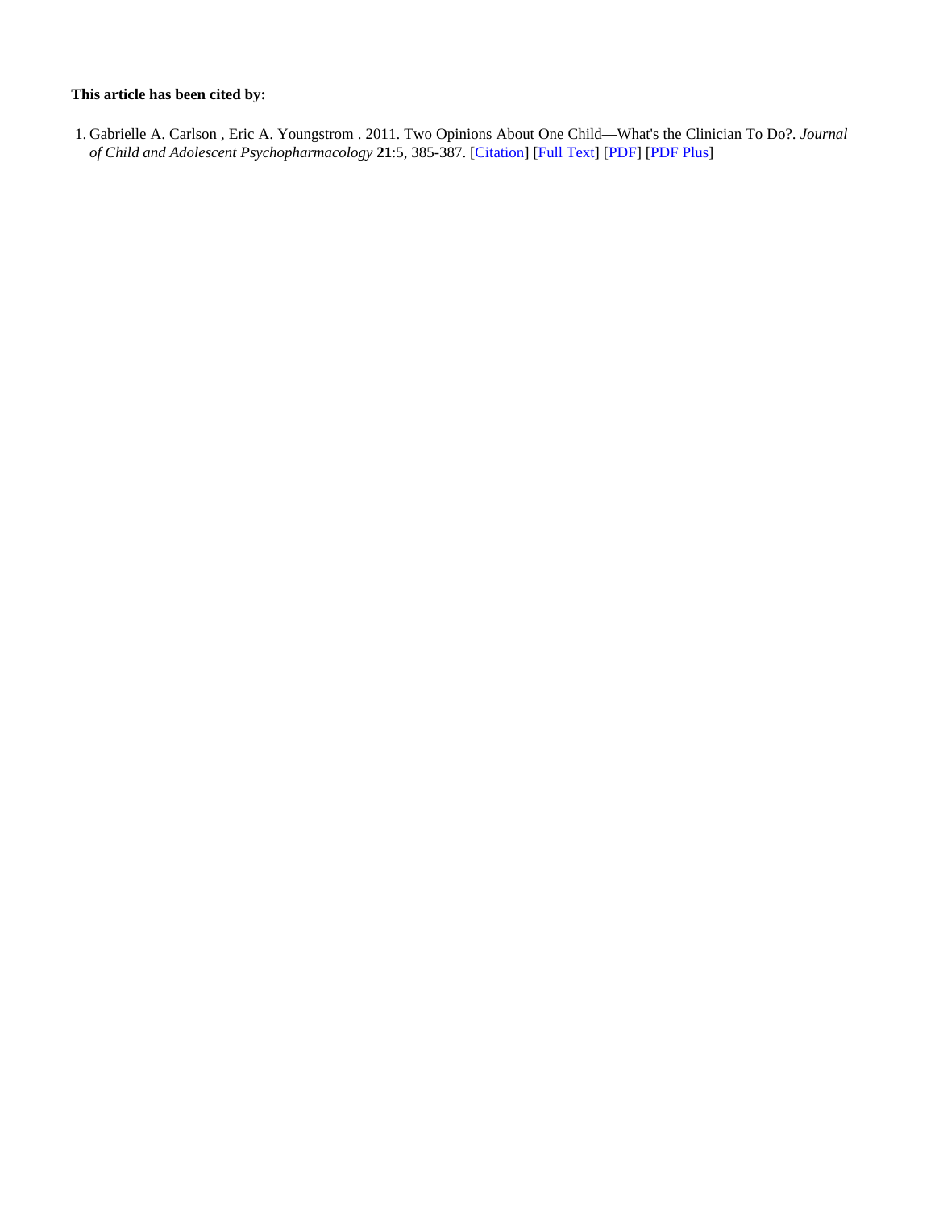**This article has been cited by:**

1. Gabrielle A. Carlson , Eric A. Youngstrom . 2011. Two Opinions About One Child—What's the Clinician To Do?. *Journal of Child and Adolescent Psychopharmacology* **21**:5, 385-387. [Citation] [Full Text] [PDF] [PDF Plus]